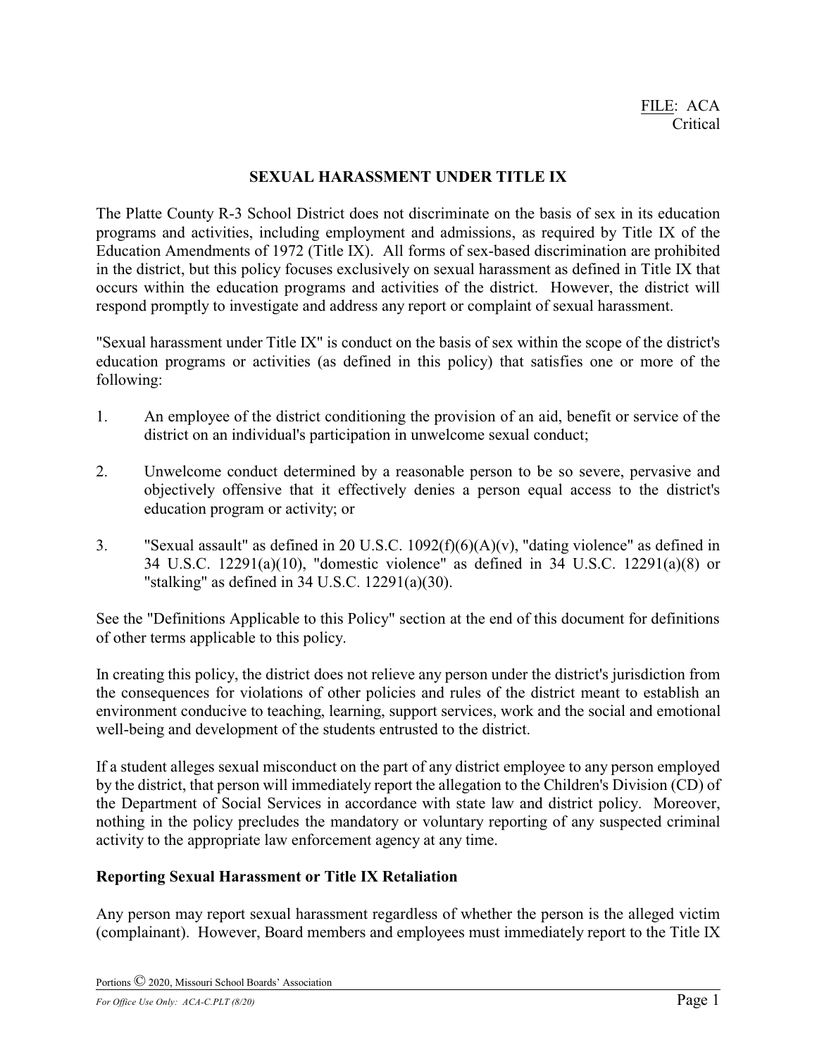FILE: ACA
Critical

# SEXUAL HARASSMENT UNDER TITLE IX

The Platte County R-3 School District does not discriminate on the basis of sex in its education programs and activities, including employment and admissions, as required by Title IX of the Education Amendments of 1972 (Title IX). All forms of sex-based discrimination are prohibited in the district, but this policy focuses exclusively on sexual harassment as defined in Title IX that occurs within the education programs and activities of the district. However, the district will respond promptly to investigate and address any report or complaint of sexual harassment.

"Sexual harassment under Title IX" is conduct on the basis of sex within the scope of the district's education programs or activities (as defined in this policy) that satisfies one or more of the following:

1. An employee of the district conditioning the provision of an aid, benefit or service of the district on an individual's participation in unwelcome sexual conduct;

2. Unwelcome conduct determined by a reasonable person to be so severe, pervasive and objectively offensive that it effectively denies a person equal access to the district's education program or activity; or

3. "Sexual assault" as defined in 20 U.S.C. 1092(f)(6)(A)(v), "dating violence" as defined in 34 U.S.C. 12291(a)(10), "domestic violence" as defined in 34 U.S.C. 12291(a)(8) or "stalking" as defined in 34 U.S.C. 12291(a)(30).

See the "Definitions Applicable to this Policy" section at the end of this document for definitions of other terms applicable to this policy.

In creating this policy, the district does not relieve any person under the district's jurisdiction from the consequences for violations of other policies and rules of the district meant to establish an environment conducive to teaching, learning, support services, work and the social and emotional well-being and development of the students entrusted to the district.

If a student alleges sexual misconduct on the part of any district employee to any person employed by the district, that person will immediately report the allegation to the Children's Division (CD) of the Department of Social Services in accordance with state law and district policy. Moreover, nothing in the policy precludes the mandatory or voluntary reporting of any suspected criminal activity to the appropriate law enforcement agency at any time.

## Reporting Sexual Harassment or Title IX Retaliation

Any person may report sexual harassment regardless of whether the person is the alleged victim (complainant). However, Board members and employees must immediately report to the Title IX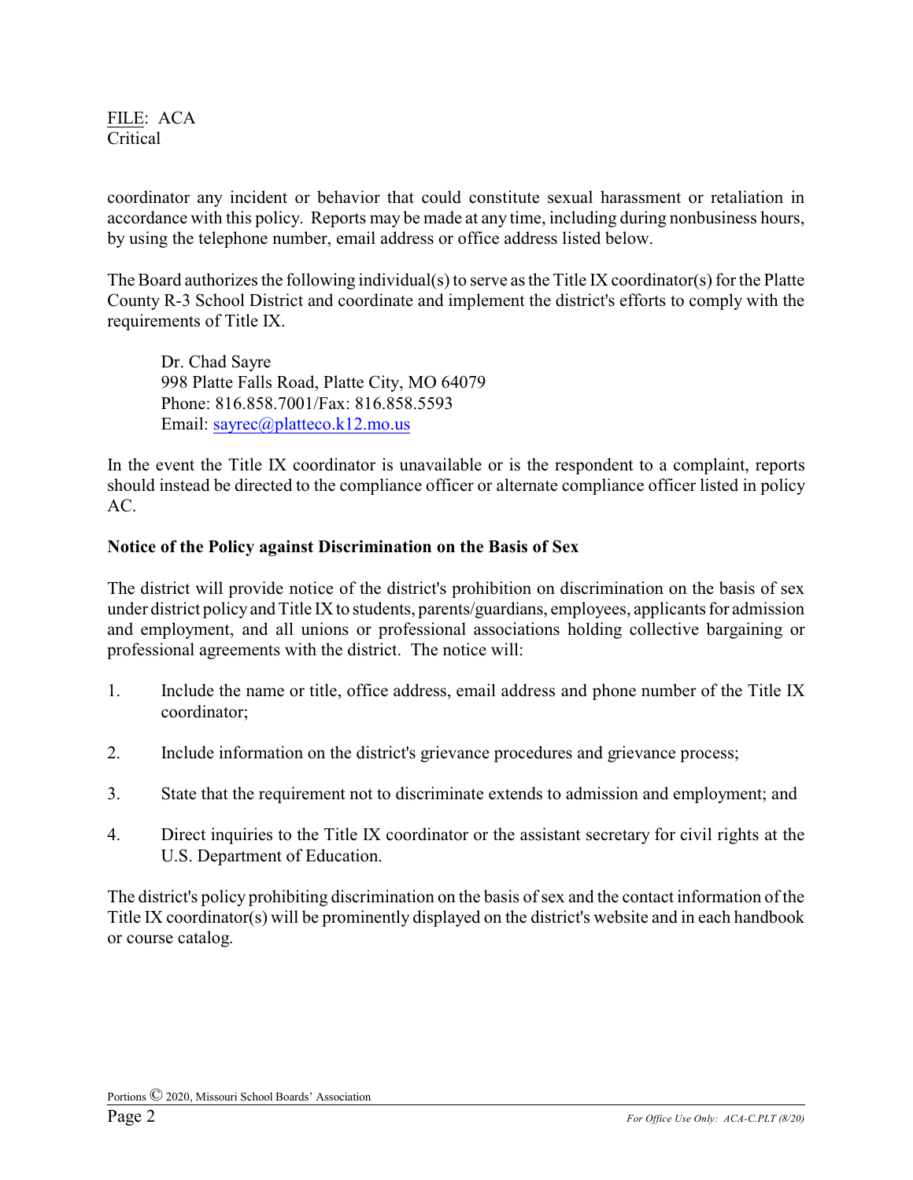coordinator any incident or behavior that could constitute sexual harassment or retaliation in accordance with this policy. Reports may be made at any time, including during nonbusiness hours, by using the telephone number, email address or office address listed below.

The Board authorizes the following individual(s) to serve as the Title IX coordinator(s) for the Platte County R-3 School District and coordinate and implement the district's efforts to comply with the requirements of Title IX.

> Dr. Chad Sayre
> 998 Platte Falls Road, Platte City, MO 64079
> Phone: 816.858.7001/Fax: 816.858.5593
> Email: sayrec@platteco.k12.mo.us

In the event the Title IX coordinator is unavailable or is the respondent to a complaint, reports should instead be directed to the compliance officer or alternate compliance officer listed in policy AC.

**Notice of the Policy against Discrimination on the Basis of Sex**

The district will provide notice of the district's prohibition on discrimination on the basis of sex under district policy and Title IX to students, parents/guardians, employees, applicants for admission and employment, and all unions or professional associations holding collective bargaining or professional agreements with the district. The notice will:

1. Include the name or title, office address, email address and phone number of the Title IX coordinator;

2. Include information on the district's grievance procedures and grievance process;

3. State that the requirement not to discriminate extends to admission and employment; and

4. Direct inquiries to the Title IX coordinator or the assistant secretary for civil rights at the U.S. Department of Education.

The district's policy prohibiting discrimination on the basis of sex and the contact information of the Title IX coordinator(s) will be prominently displayed on the district's website and in each handbook or course catalog.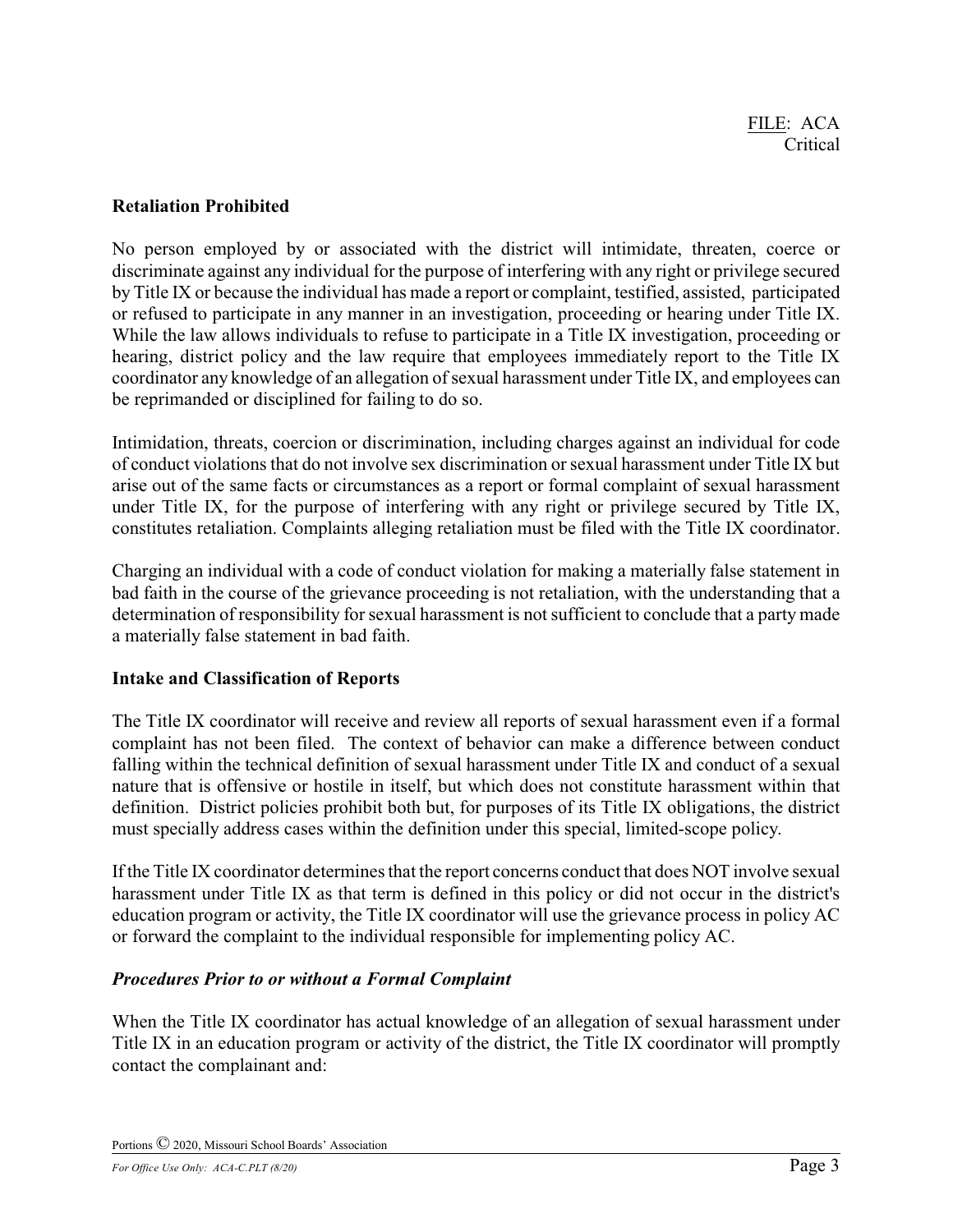**Retaliation Prohibited**

No person employed by or associated with the district will intimidate, threaten, coerce or discriminate against any individual for the purpose of interfering with any right or privilege secured by Title IX or because the individual has made a report or complaint, testified, assisted, participated or refused to participate in any manner in an investigation, proceeding or hearing under Title IX. While the law allows individuals to refuse to participate in a Title IX investigation, proceeding or hearing, district policy and the law require that employees immediately report to the Title IX coordinator any knowledge of an allegation of sexual harassment under Title IX, and employees can be reprimanded or disciplined for failing to do so.

Intimidation, threats, coercion or discrimination, including charges against an individual for code of conduct violations that do not involve sex discrimination or sexual harassment under Title IX but arise out of the same facts or circumstances as a report or formal complaint of sexual harassment under Title IX, for the purpose of interfering with any right or privilege secured by Title IX, constitutes retaliation. Complaints alleging retaliation must be filed with the Title IX coordinator.

Charging an individual with a code of conduct violation for making a materially false statement in bad faith in the course of the grievance proceeding is not retaliation, with the understanding that a determination of responsibility for sexual harassment is not sufficient to conclude that a party made a materially false statement in bad faith.

**Intake and Classification of Reports**

The Title IX coordinator will receive and review all reports of sexual harassment even if a formal complaint has not been filed. The context of behavior can make a difference between conduct falling within the technical definition of sexual harassment under Title IX and conduct of a sexual nature that is offensive or hostile in itself, but which does not constitute harassment within that definition. District policies prohibit both but, for purposes of its Title IX obligations, the district must specially address cases within the definition under this special, limited-scope policy.

If the Title IX coordinator determines that the report concerns conduct that does NOT involve sexual harassment under Title IX as that term is defined in this policy or did not occur in the district's education program or activity, the Title IX coordinator will use the grievance process in policy AC or forward the complaint to the individual responsible for implementing policy AC.

***Procedures Prior to or without a Formal Complaint***

When the Title IX coordinator has actual knowledge of an allegation of sexual harassment under Title IX in an education program or activity of the district, the Title IX coordinator will promptly contact the complainant and: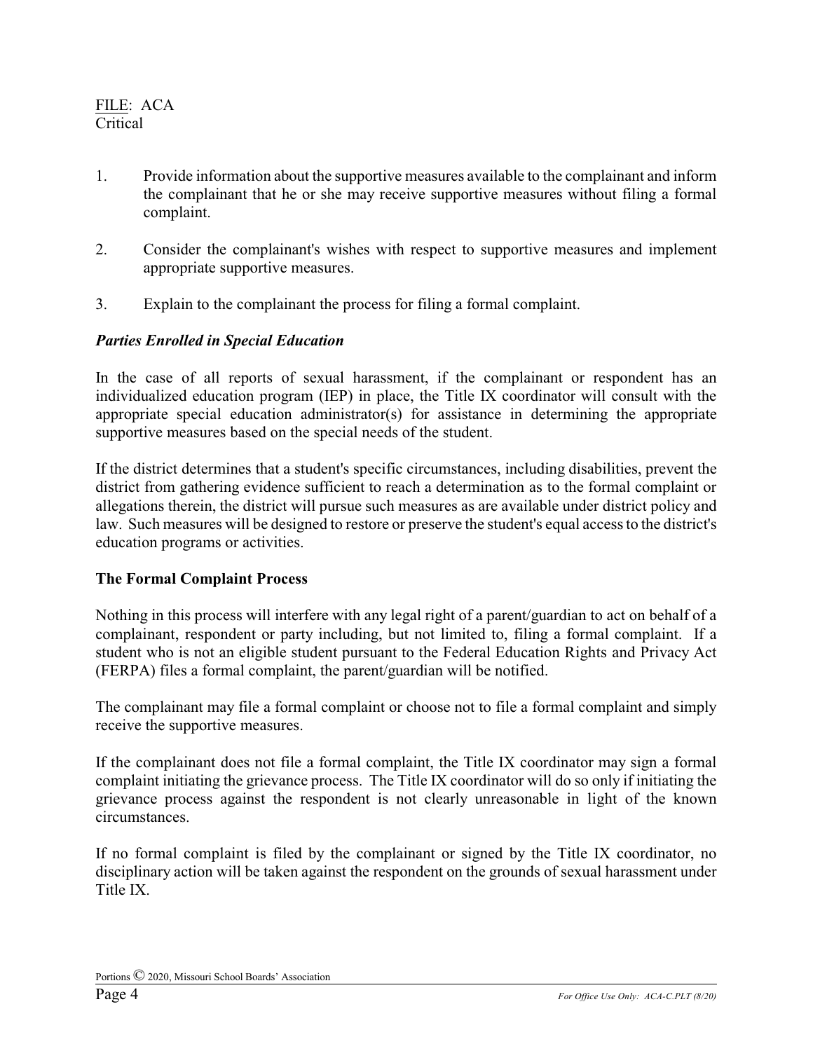1. Provide information about the supportive measures available to the complainant and inform the complainant that he or she may receive supportive measures without filing a formal complaint.

2. Consider the complainant's wishes with respect to supportive measures and implement appropriate supportive measures.

3. Explain to the complainant the process for filing a formal complaint.

***Parties Enrolled in Special Education***

In the case of all reports of sexual harassment, if the complainant or respondent has an individualized education program (IEP) in place, the Title IX coordinator will consult with the appropriate special education administrator(s) for assistance in determining the appropriate supportive measures based on the special needs of the student.

If the district determines that a student's specific circumstances, including disabilities, prevent the district from gathering evidence sufficient to reach a determination as to the formal complaint or allegations therein, the district will pursue such measures as are available under district policy and law. Such measures will be designed to restore or preserve the student's equal access to the district's education programs or activities.

**The Formal Complaint Process**

Nothing in this process will interfere with any legal right of a parent/guardian to act on behalf of a complainant, respondent or party including, but not limited to, filing a formal complaint. If a student who is not an eligible student pursuant to the Federal Education Rights and Privacy Act (FERPA) files a formal complaint, the parent/guardian will be notified.

The complainant may file a formal complaint or choose not to file a formal complaint and simply receive the supportive measures.

If the complainant does not file a formal complaint, the Title IX coordinator may sign a formal complaint initiating the grievance process. The Title IX coordinator will do so only if initiating the grievance process against the respondent is not clearly unreasonable in light of the known circumstances.

If no formal complaint is filed by the complainant or signed by the Title IX coordinator, no disciplinary action will be taken against the respondent on the grounds of sexual harassment under Title IX.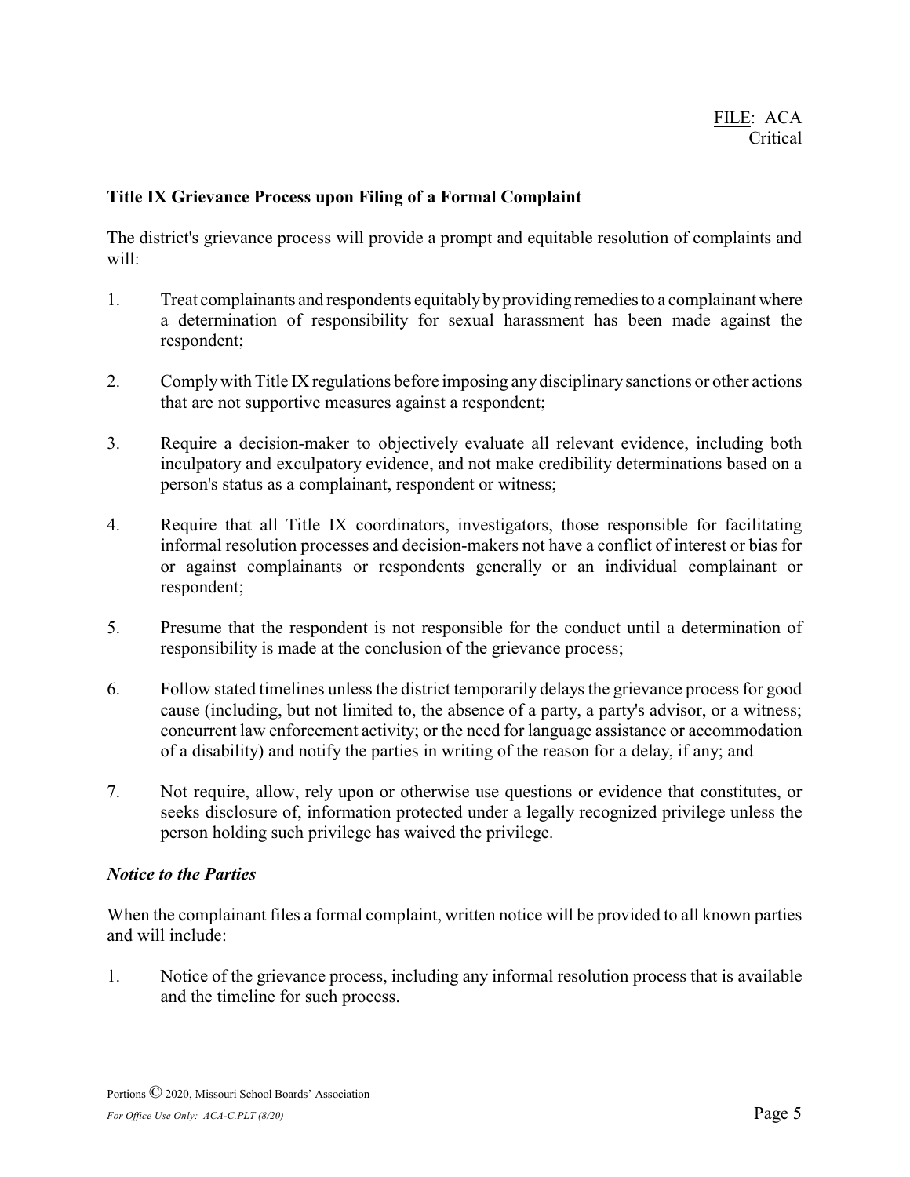**Title IX Grievance Process upon Filing of a Formal Complaint**

The district's grievance process will provide a prompt and equitable resolution of complaints and will:

1. Treat complainants and respondents equitably by providing remedies to a complainant where a determination of responsibility for sexual harassment has been made against the respondent;

2. Comply with Title IX regulations before imposing any disciplinary sanctions or other actions that are not supportive measures against a respondent;

3. Require a decision-maker to objectively evaluate all relevant evidence, including both inculpatory and exculpatory evidence, and not make credibility determinations based on a person's status as a complainant, respondent or witness;

4. Require that all Title IX coordinators, investigators, those responsible for facilitating informal resolution processes and decision-makers not have a conflict of interest or bias for or against complainants or respondents generally or an individual complainant or respondent;

5. Presume that the respondent is not responsible for the conduct until a determination of responsibility is made at the conclusion of the grievance process;

6. Follow stated timelines unless the district temporarily delays the grievance process for good cause (including, but not limited to, the absence of a party, a party's advisor, or a witness; concurrent law enforcement activity; or the need for language assistance or accommodation of a disability) and notify the parties in writing of the reason for a delay, if any; and

7. Not require, allow, rely upon or otherwise use questions or evidence that constitutes, or seeks disclosure of, information protected under a legally recognized privilege unless the person holding such privilege has waived the privilege.

***Notice to the Parties***

When the complainant files a formal complaint, written notice will be provided to all known parties and will include:

1. Notice of the grievance process, including any informal resolution process that is available and the timeline for such process.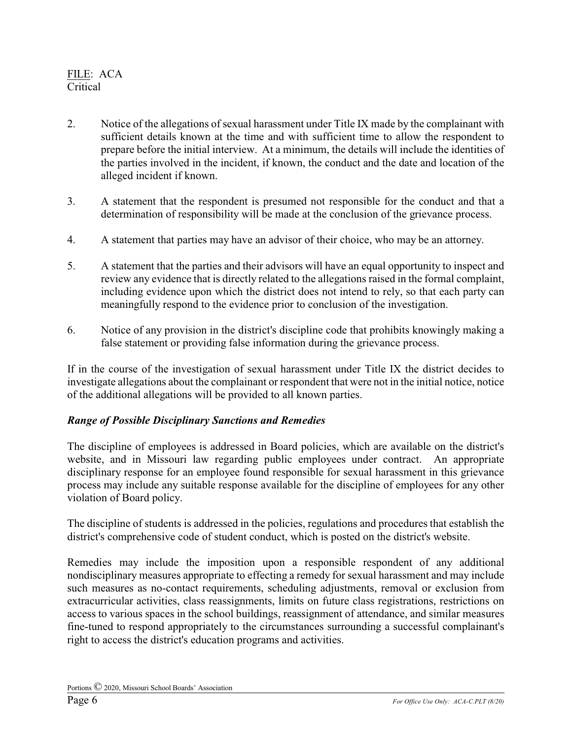2. Notice of the allegations of sexual harassment under Title IX made by the complainant with sufficient details known at the time and with sufficient time to allow the respondent to prepare before the initial interview. At a minimum, the details will include the identities of the parties involved in the incident, if known, the conduct and the date and location of the alleged incident if known.

3. A statement that the respondent is presumed not responsible for the conduct and that a determination of responsibility will be made at the conclusion of the grievance process.

4. A statement that parties may have an advisor of their choice, who may be an attorney.

5. A statement that the parties and their advisors will have an equal opportunity to inspect and review any evidence that is directly related to the allegations raised in the formal complaint, including evidence upon which the district does not intend to rely, so that each party can meaningfully respond to the evidence prior to conclusion of the investigation.

6. Notice of any provision in the district's discipline code that prohibits knowingly making a false statement or providing false information during the grievance process.

If in the course of the investigation of sexual harassment under Title IX the district decides to investigate allegations about the complainant or respondent that were not in the initial notice, notice of the additional allegations will be provided to all known parties.

***Range of Possible Disciplinary Sanctions and Remedies***

The discipline of employees is addressed in Board policies, which are available on the district's website, and in Missouri law regarding public employees under contract. An appropriate disciplinary response for an employee found responsible for sexual harassment in this grievance process may include any suitable response available for the discipline of employees for any other violation of Board policy.

The discipline of students is addressed in the policies, regulations and procedures that establish the district's comprehensive code of student conduct, which is posted on the district's website.

Remedies may include the imposition upon a responsible respondent of any additional nondisciplinary measures appropriate to effecting a remedy for sexual harassment and may include such measures as no-contact requirements, scheduling adjustments, removal or exclusion from extracurricular activities, class reassignments, limits on future class registrations, restrictions on access to various spaces in the school buildings, reassignment of attendance, and similar measures fine-tuned to respond appropriately to the circumstances surrounding a successful complainant's right to access the district's education programs and activities.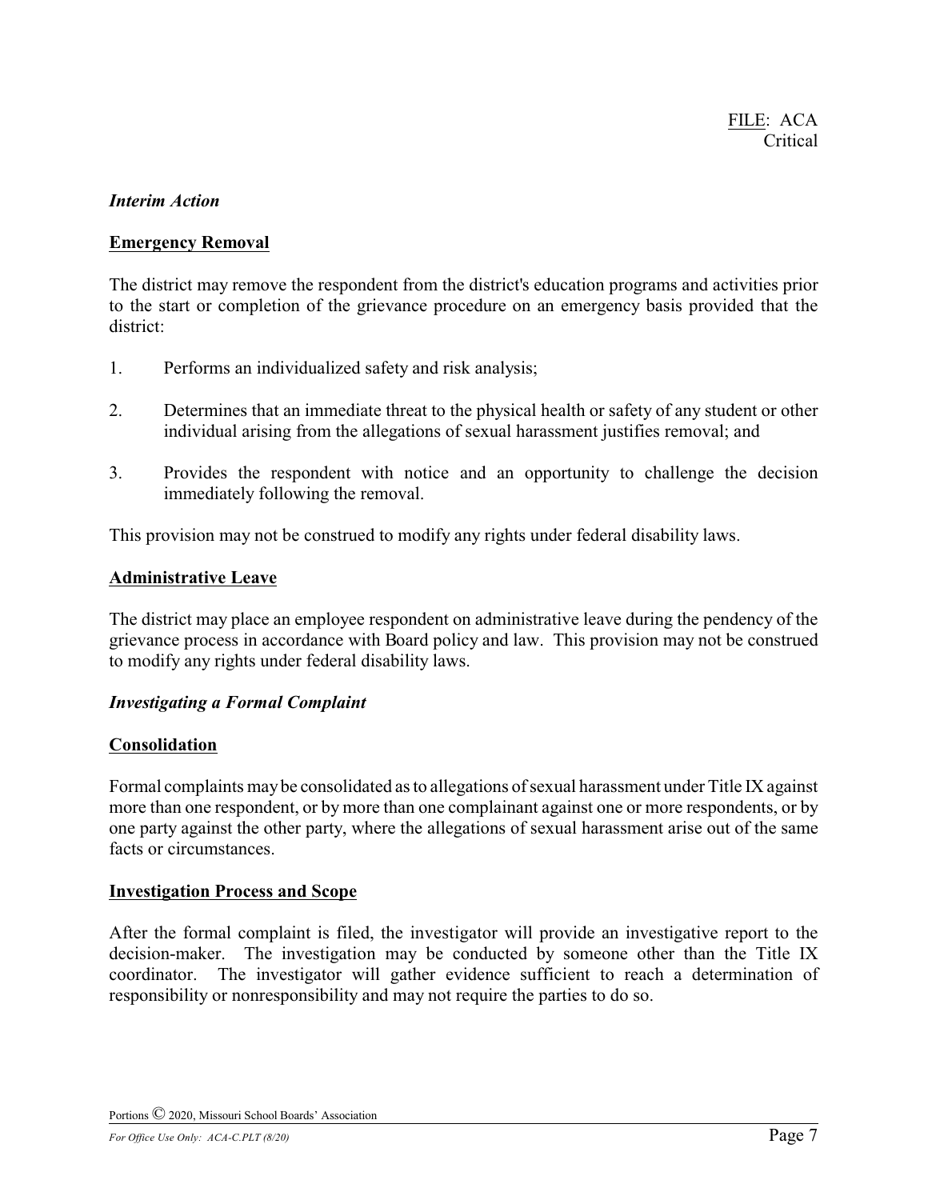*Interim Action*

**Emergency Removal**

The district may remove the respondent from the district's education programs and activities prior to the start or completion of the grievance procedure on an emergency basis provided that the district:

1. Performs an individualized safety and risk analysis;

2. Determines that an immediate threat to the physical health or safety of any student or other individual arising from the allegations of sexual harassment justifies removal; and

3. Provides the respondent with notice and an opportunity to challenge the decision immediately following the removal.

This provision may not be construed to modify any rights under federal disability laws.

**Administrative Leave**

The district may place an employee respondent on administrative leave during the pendency of the grievance process in accordance with Board policy and law. This provision may not be construed to modify any rights under federal disability laws.

*Investigating a Formal Complaint*

**Consolidation**

Formal complaints may be consolidated as to allegations of sexual harassment under Title IX against more than one respondent, or by more than one complainant against one or more respondents, or by one party against the other party, where the allegations of sexual harassment arise out of the same facts or circumstances.

**Investigation Process and Scope**

After the formal complaint is filed, the investigator will provide an investigative report to the decision-maker. The investigation may be conducted by someone other than the Title IX coordinator. The investigator will gather evidence sufficient to reach a determination of responsibility or nonresponsibility and may not require the parties to do so.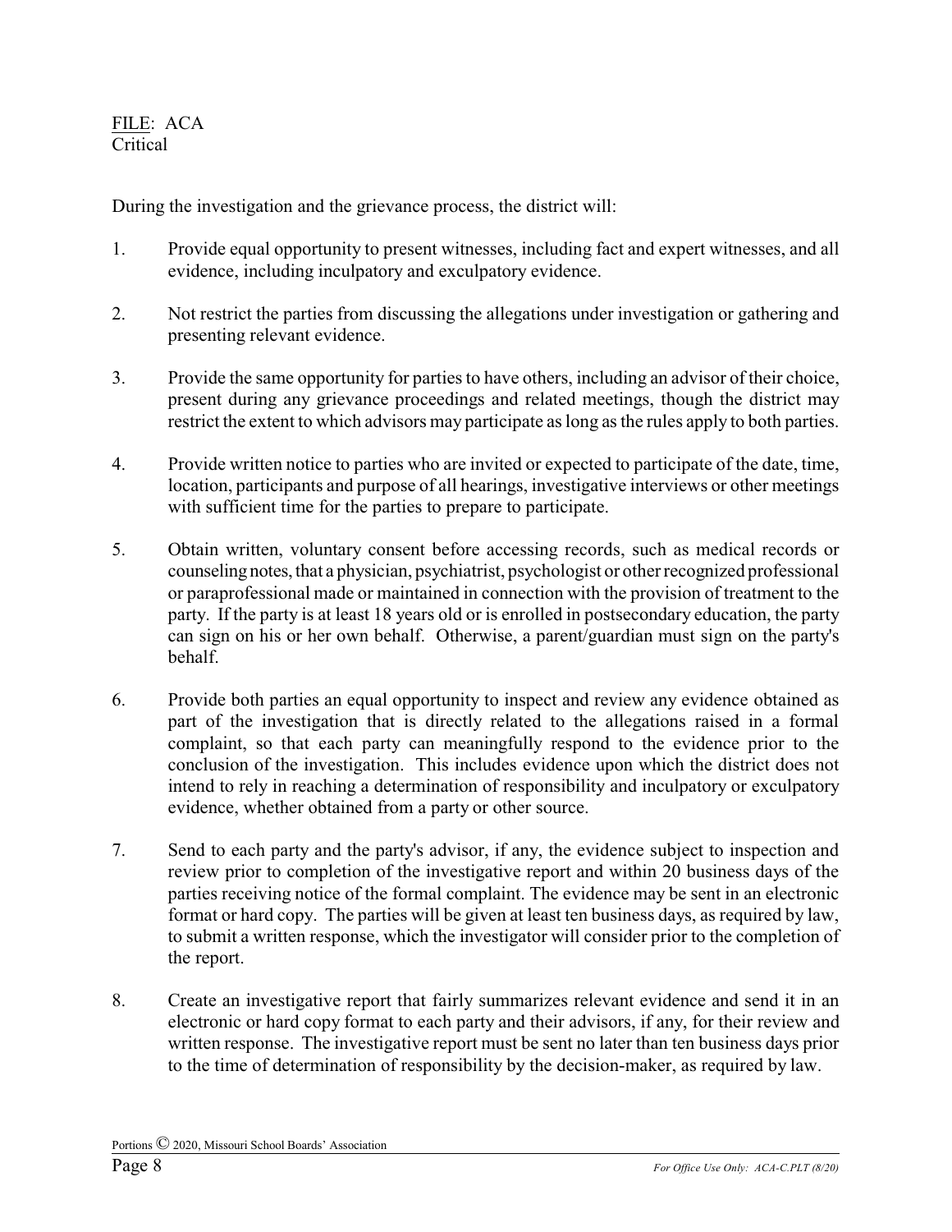During the investigation and the grievance process, the district will:

1. Provide equal opportunity to present witnesses, including fact and expert witnesses, and all evidence, including inculpatory and exculpatory evidence.

2. Not restrict the parties from discussing the allegations under investigation or gathering and presenting relevant evidence.

3. Provide the same opportunity for parties to have others, including an advisor of their choice, present during any grievance proceedings and related meetings, though the district may restrict the extent to which advisors may participate as long as the rules apply to both parties.

4. Provide written notice to parties who are invited or expected to participate of the date, time, location, participants and purpose of all hearings, investigative interviews or other meetings with sufficient time for the parties to prepare to participate.

5. Obtain written, voluntary consent before accessing records, such as medical records or counseling notes, that a physician, psychiatrist, psychologist or other recognized professional or paraprofessional made or maintained in connection with the provision of treatment to the party. If the party is at least 18 years old or is enrolled in postsecondary education, the party can sign on his or her own behalf. Otherwise, a parent/guardian must sign on the party's behalf.

6. Provide both parties an equal opportunity to inspect and review any evidence obtained as part of the investigation that is directly related to the allegations raised in a formal complaint, so that each party can meaningfully respond to the evidence prior to the conclusion of the investigation. This includes evidence upon which the district does not intend to rely in reaching a determination of responsibility and inculpatory or exculpatory evidence, whether obtained from a party or other source.

7. Send to each party and the party's advisor, if any, the evidence subject to inspection and review prior to completion of the investigative report and within 20 business days of the parties receiving notice of the formal complaint. The evidence may be sent in an electronic format or hard copy. The parties will be given at least ten business days, as required by law, to submit a written response, which the investigator will consider prior to the completion of the report.

8. Create an investigative report that fairly summarizes relevant evidence and send it in an electronic or hard copy format to each party and their advisors, if any, for their review and written response. The investigative report must be sent no later than ten business days prior to the time of determination of responsibility by the decision-maker, as required by law.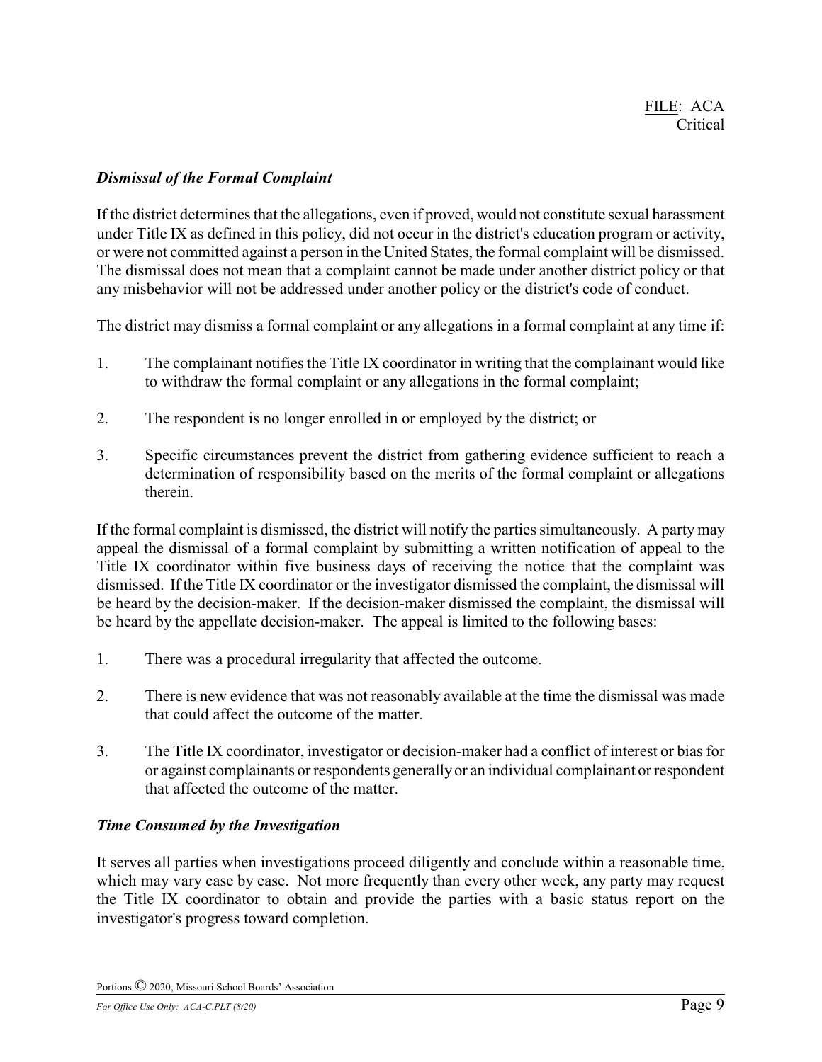### *Dismissal of the Formal Complaint*

If the district determines that the allegations, even if proved, would not constitute sexual harassment under Title IX as defined in this policy, did not occur in the district's education program or activity, or were not committed against a person in the United States, the formal complaint will be dismissed. The dismissal does not mean that a complaint cannot be made under another district policy or that any misbehavior will not be addressed under another policy or the district's code of conduct.

The district may dismiss a formal complaint or any allegations in a formal complaint at any time if:

1. The complainant notifies the Title IX coordinator in writing that the complainant would like to withdraw the formal complaint or any allegations in the formal complaint;

2. The respondent is no longer enrolled in or employed by the district; or

3. Specific circumstances prevent the district from gathering evidence sufficient to reach a determination of responsibility based on the merits of the formal complaint or allegations therein.

If the formal complaint is dismissed, the district will notify the parties simultaneously. A party may appeal the dismissal of a formal complaint by submitting a written notification of appeal to the Title IX coordinator within five business days of receiving the notice that the complaint was dismissed. If the Title IX coordinator or the investigator dismissed the complaint, the dismissal will be heard by the decision-maker. If the decision-maker dismissed the complaint, the dismissal will be heard by the appellate decision-maker. The appeal is limited to the following bases:

1. There was a procedural irregularity that affected the outcome.

2. There is new evidence that was not reasonably available at the time the dismissal was made that could affect the outcome of the matter.

3. The Title IX coordinator, investigator or decision-maker had a conflict of interest or bias for or against complainants or respondents generally or an individual complainant or respondent that affected the outcome of the matter.

### *Time Consumed by the Investigation*

It serves all parties when investigations proceed diligently and conclude within a reasonable time, which may vary case by case. Not more frequently than every other week, any party may request the Title IX coordinator to obtain and provide the parties with a basic status report on the investigator's progress toward completion.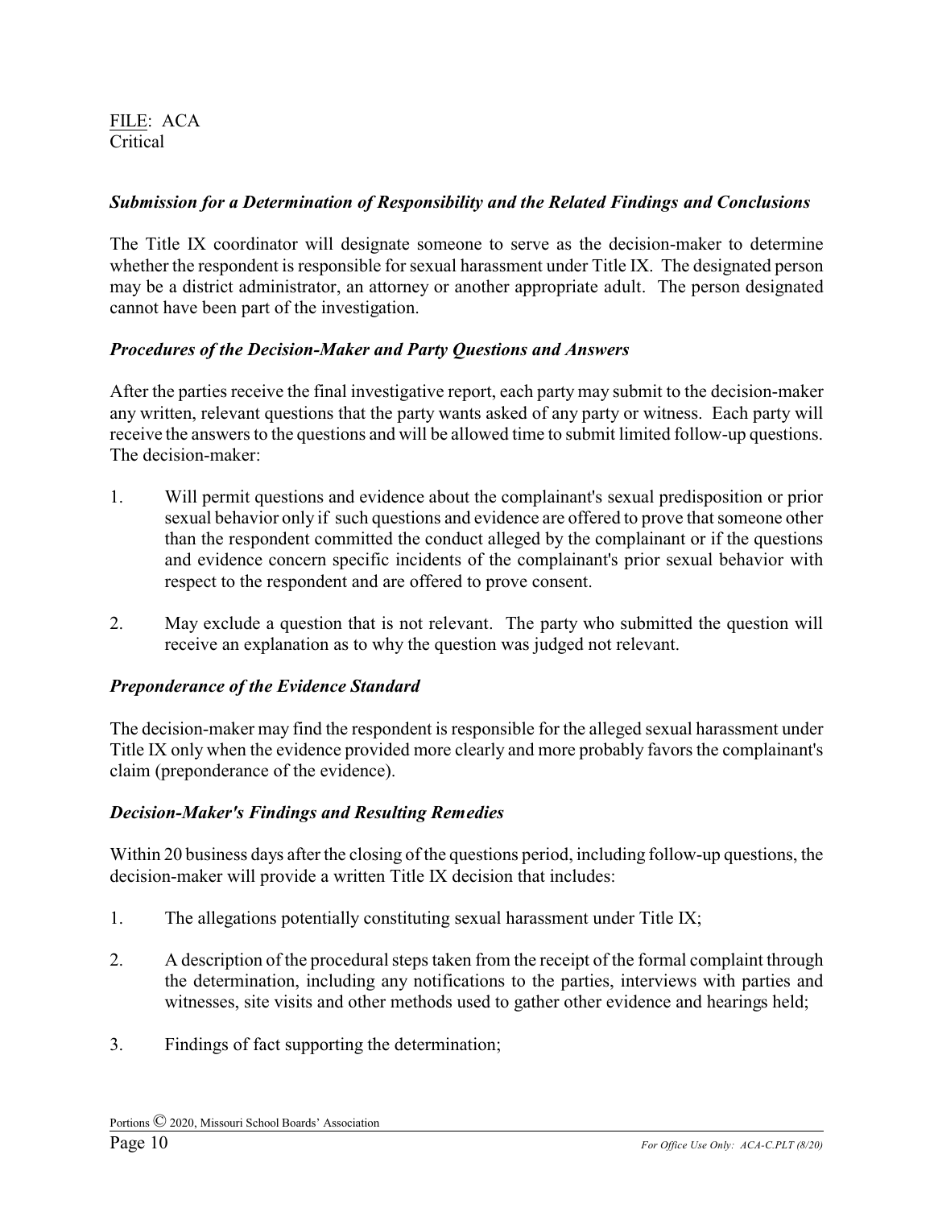*Submission for a Determination of Responsibility and the Related Findings and Conclusions*

The Title IX coordinator will designate someone to serve as the decision-maker to determine whether the respondent is responsible for sexual harassment under Title IX. The designated person may be a district administrator, an attorney or another appropriate adult. The person designated cannot have been part of the investigation.

*Procedures of the Decision-Maker and Party Questions and Answers*

After the parties receive the final investigative report, each party may submit to the decision-maker any written, relevant questions that the party wants asked of any party or witness. Each party will receive the answers to the questions and will be allowed time to submit limited follow-up questions. The decision-maker:

1. Will permit questions and evidence about the complainant's sexual predisposition or prior sexual behavior only if such questions and evidence are offered to prove that someone other than the respondent committed the conduct alleged by the complainant or if the questions and evidence concern specific incidents of the complainant's prior sexual behavior with respect to the respondent and are offered to prove consent.

2. May exclude a question that is not relevant. The party who submitted the question will receive an explanation as to why the question was judged not relevant.

*Preponderance of the Evidence Standard*

The decision-maker may find the respondent is responsible for the alleged sexual harassment under Title IX only when the evidence provided more clearly and more probably favors the complainant's claim (preponderance of the evidence).

*Decision-Maker's Findings and Resulting Remedies*

Within 20 business days after the closing of the questions period, including follow-up questions, the decision-maker will provide a written Title IX decision that includes:

1. The allegations potentially constituting sexual harassment under Title IX;

2. A description of the procedural steps taken from the receipt of the formal complaint through the determination, including any notifications to the parties, interviews with parties and witnesses, site visits and other methods used to gather other evidence and hearings held;

3. Findings of fact supporting the determination;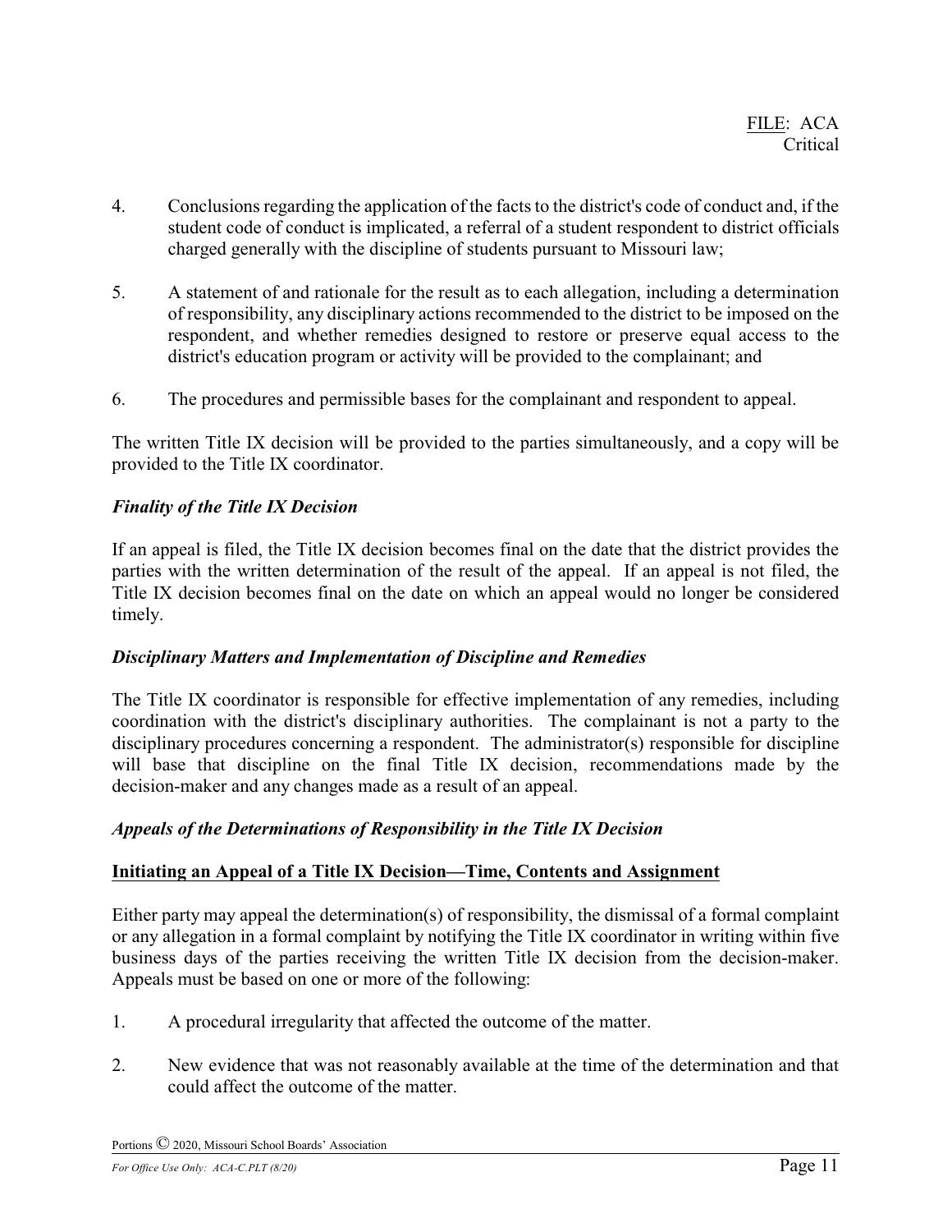4. Conclusions regarding the application of the facts to the district's code of conduct and, if the student code of conduct is implicated, a referral of a student respondent to district officials charged generally with the discipline of students pursuant to Missouri law;

5. A statement of and rationale for the result as to each allegation, including a determination of responsibility, any disciplinary actions recommended to the district to be imposed on the respondent, and whether remedies designed to restore or preserve equal access to the district's education program or activity will be provided to the complainant; and

6. The procedures and permissible bases for the complainant and respondent to appeal.

The written Title IX decision will be provided to the parties simultaneously, and a copy will be provided to the Title IX coordinator.

***Finality of the Title IX Decision***

If an appeal is filed, the Title IX decision becomes final on the date that the district provides the parties with the written determination of the result of the appeal. If an appeal is not filed, the Title IX decision becomes final on the date on which an appeal would no longer be considered timely.

***Disciplinary Matters and Implementation of Discipline and Remedies***

The Title IX coordinator is responsible for effective implementation of any remedies, including coordination with the district's disciplinary authorities. The complainant is not a party to the disciplinary procedures concerning a respondent. The administrator(s) responsible for discipline will base that discipline on the final Title IX decision, recommendations made by the decision-maker and any changes made as a result of an appeal.

***Appeals of the Determinations of Responsibility in the Title IX Decision***

**Initiating an Appeal of a Title IX Decision—Time, Contents and Assignment**

Either party may appeal the determination(s) of responsibility, the dismissal of a formal complaint or any allegation in a formal complaint by notifying the Title IX coordinator in writing within five business days of the parties receiving the written Title IX decision from the decision-maker. Appeals must be based on one or more of the following:

1. A procedural irregularity that affected the outcome of the matter.

2. New evidence that was not reasonably available at the time of the determination and that could affect the outcome of the matter.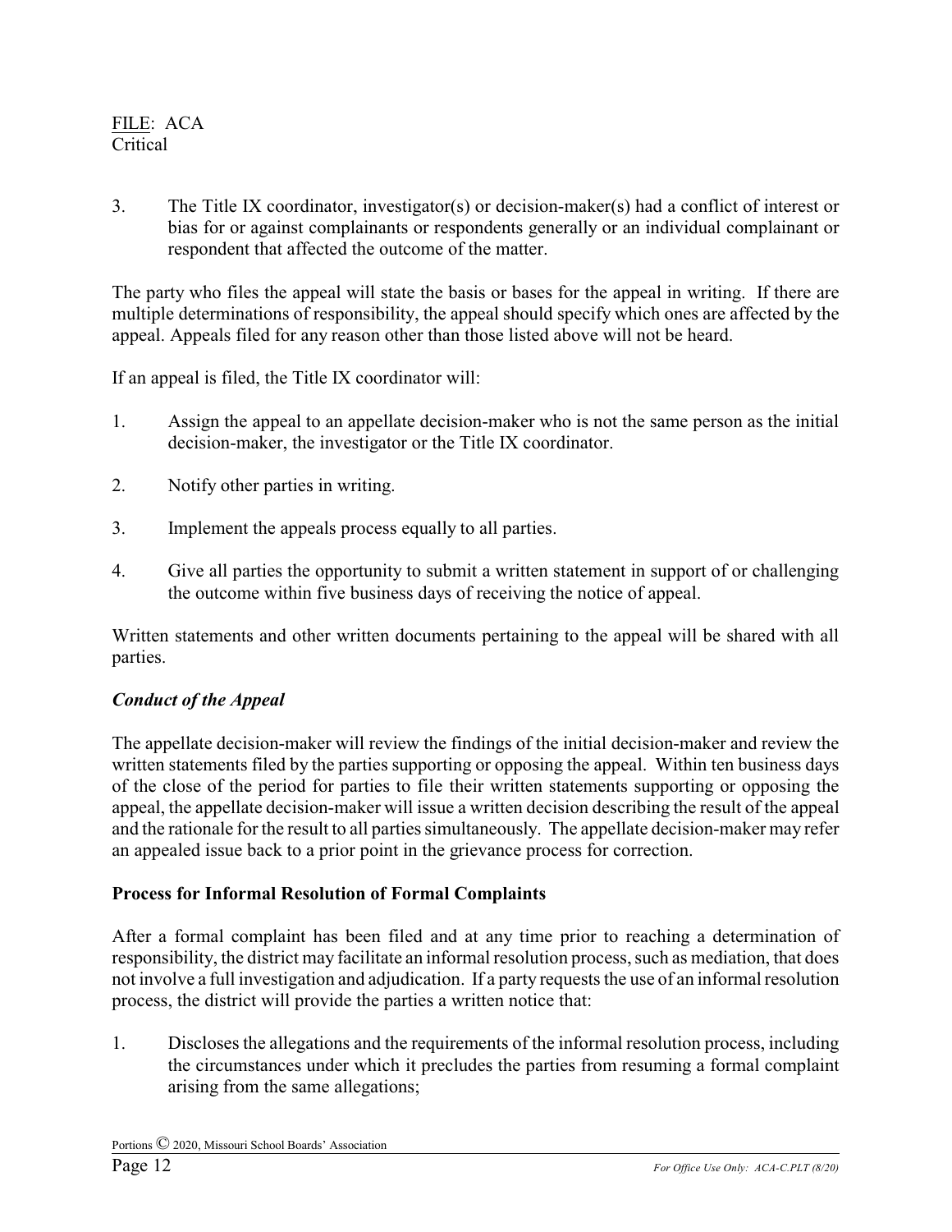3. The Title IX coordinator, investigator(s) or decision-maker(s) had a conflict of interest or bias for or against complainants or respondents generally or an individual complainant or respondent that affected the outcome of the matter.

The party who files the appeal will state the basis or bases for the appeal in writing. If there are multiple determinations of responsibility, the appeal should specify which ones are affected by the appeal. Appeals filed for any reason other than those listed above will not be heard.

If an appeal is filed, the Title IX coordinator will:

1. Assign the appeal to an appellate decision-maker who is not the same person as the initial decision-maker, the investigator or the Title IX coordinator.

2. Notify other parties in writing.

3. Implement the appeals process equally to all parties.

4. Give all parties the opportunity to submit a written statement in support of or challenging the outcome within five business days of receiving the notice of appeal.

Written statements and other written documents pertaining to the appeal will be shared with all parties.

***Conduct of the Appeal***

The appellate decision-maker will review the findings of the initial decision-maker and review the written statements filed by the parties supporting or opposing the appeal. Within ten business days of the close of the period for parties to file their written statements supporting or opposing the appeal, the appellate decision-maker will issue a written decision describing the result of the appeal and the rationale for the result to all parties simultaneously. The appellate decision-maker may refer an appealed issue back to a prior point in the grievance process for correction.

**Process for Informal Resolution of Formal Complaints**

After a formal complaint has been filed and at any time prior to reaching a determination of responsibility, the district may facilitate an informal resolution process, such as mediation, that does not involve a full investigation and adjudication. If a party requests the use of an informal resolution process, the district will provide the parties a written notice that:

1. Discloses the allegations and the requirements of the informal resolution process, including the circumstances under which it precludes the parties from resuming a formal complaint arising from the same allegations;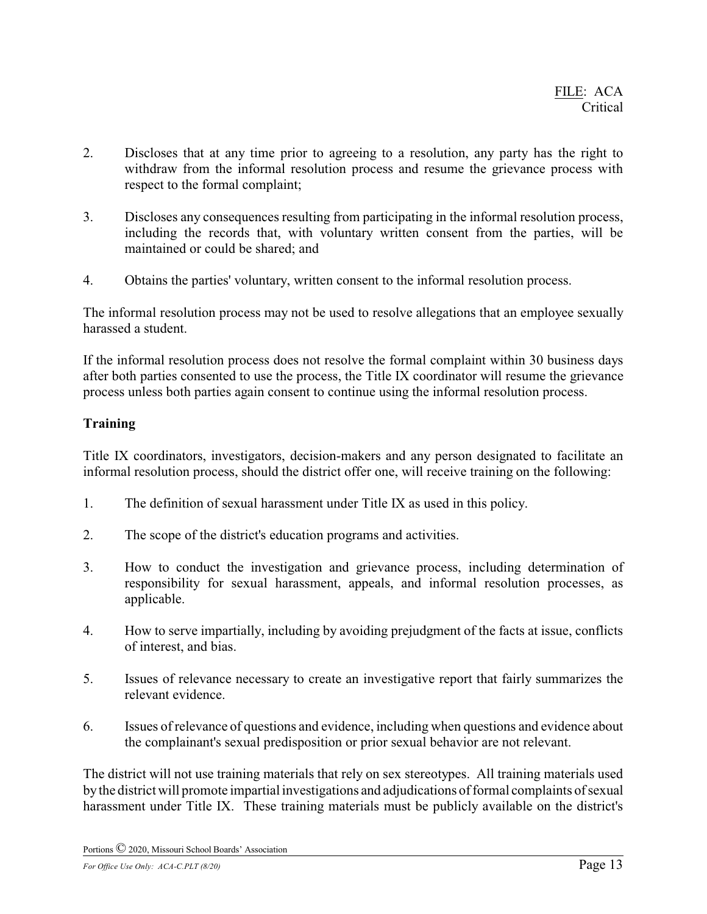2. Discloses that at any time prior to agreeing to a resolution, any party has the right to withdraw from the informal resolution process and resume the grievance process with respect to the formal complaint;

3. Discloses any consequences resulting from participating in the informal resolution process, including the records that, with voluntary written consent from the parties, will be maintained or could be shared; and

4. Obtains the parties' voluntary, written consent to the informal resolution process.

The informal resolution process may not be used to resolve allegations that an employee sexually harassed a student.

If the informal resolution process does not resolve the formal complaint within 30 business days after both parties consented to use the process, the Title IX coordinator will resume the grievance process unless both parties again consent to continue using the informal resolution process.

**Training**

Title IX coordinators, investigators, decision-makers and any person designated to facilitate an informal resolution process, should the district offer one, will receive training on the following:

1. The definition of sexual harassment under Title IX as used in this policy.

2. The scope of the district's education programs and activities.

3. How to conduct the investigation and grievance process, including determination of responsibility for sexual harassment, appeals, and informal resolution processes, as applicable.

4. How to serve impartially, including by avoiding prejudgment of the facts at issue, conflicts of interest, and bias.

5. Issues of relevance necessary to create an investigative report that fairly summarizes the relevant evidence.

6. Issues of relevance of questions and evidence, including when questions and evidence about the complainant's sexual predisposition or prior sexual behavior are not relevant.

The district will not use training materials that rely on sex stereotypes. All training materials used by the district will promote impartial investigations and adjudications of formal complaints of sexual harassment under Title IX. These training materials must be publicly available on the district's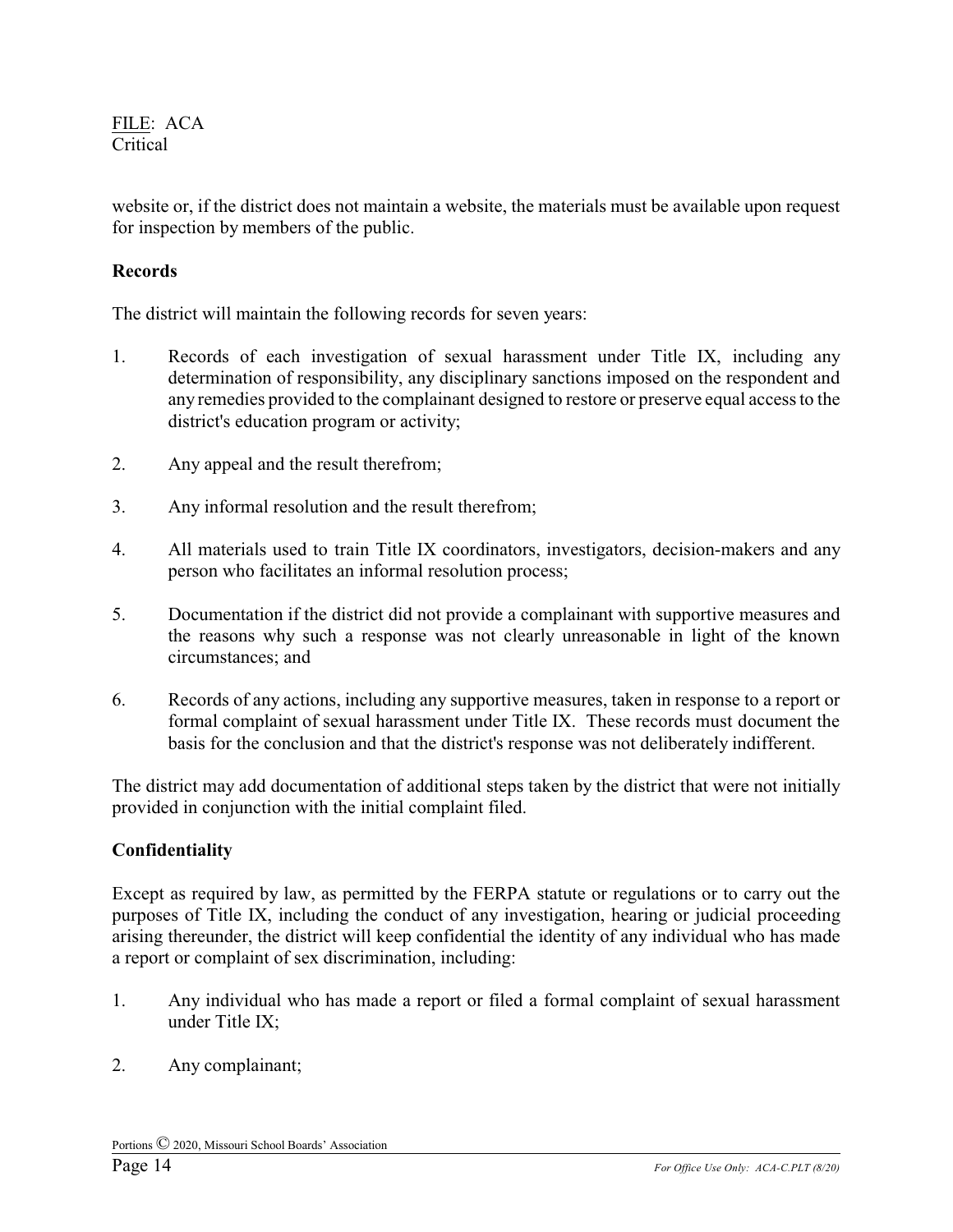website or, if the district does not maintain a website, the materials must be available upon request for inspection by members of the public.

**Records**

The district will maintain the following records for seven years:

1. Records of each investigation of sexual harassment under Title IX, including any determination of responsibility, any disciplinary sanctions imposed on the respondent and any remedies provided to the complainant designed to restore or preserve equal access to the district's education program or activity;

2. Any appeal and the result therefrom;

3. Any informal resolution and the result therefrom;

4. All materials used to train Title IX coordinators, investigators, decision-makers and any person who facilitates an informal resolution process;

5. Documentation if the district did not provide a complainant with supportive measures and the reasons why such a response was not clearly unreasonable in light of the known circumstances; and

6. Records of any actions, including any supportive measures, taken in response to a report or formal complaint of sexual harassment under Title IX. These records must document the basis for the conclusion and that the district's response was not deliberately indifferent.

The district may add documentation of additional steps taken by the district that were not initially provided in conjunction with the initial complaint filed.

**Confidentiality**

Except as required by law, as permitted by the FERPA statute or regulations or to carry out the purposes of Title IX, including the conduct of any investigation, hearing or judicial proceeding arising thereunder, the district will keep confidential the identity of any individual who has made a report or complaint of sex discrimination, including:

1. Any individual who has made a report or filed a formal complaint of sexual harassment under Title IX;

2. Any complainant;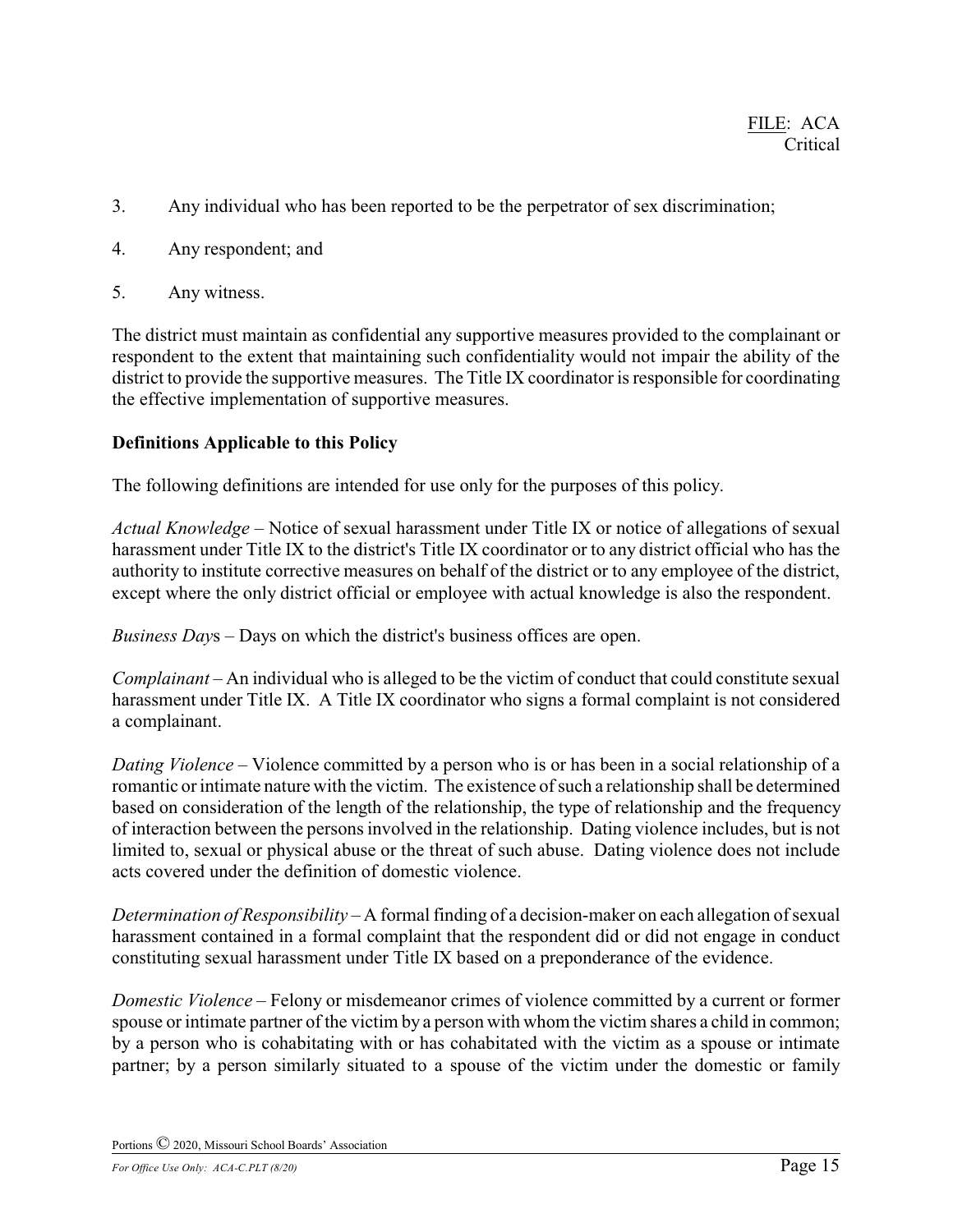3. Any individual who has been reported to be the perpetrator of sex discrimination;

4. Any respondent; and

5. Any witness.

The district must maintain as confidential any supportive measures provided to the complainant or respondent to the extent that maintaining such confidentiality would not impair the ability of the district to provide the supportive measures. The Title IX coordinator is responsible for coordinating the effective implementation of supportive measures.

**Definitions Applicable to this Policy**

The following definitions are intended for use only for the purposes of this policy.

*Actual Knowledge* – Notice of sexual harassment under Title IX or notice of allegations of sexual harassment under Title IX to the district's Title IX coordinator or to any district official who has the authority to institute corrective measures on behalf of the district or to any employee of the district, except where the only district official or employee with actual knowledge is also the respondent.

*Business Day*s – Days on which the district's business offices are open.

*Complainant* – An individual who is alleged to be the victim of conduct that could constitute sexual harassment under Title IX. A Title IX coordinator who signs a formal complaint is not considered a complainant.

*Dating Violence* – Violence committed by a person who is or has been in a social relationship of a romantic or intimate nature with the victim. The existence of such a relationship shall be determined based on consideration of the length of the relationship, the type of relationship and the frequency of interaction between the persons involved in the relationship. Dating violence includes, but is not limited to, sexual or physical abuse or the threat of such abuse. Dating violence does not include acts covered under the definition of domestic violence.

*Determination of Responsibility* – A formal finding of a decision-maker on each allegation of sexual harassment contained in a formal complaint that the respondent did or did not engage in conduct constituting sexual harassment under Title IX based on a preponderance of the evidence.

*Domestic Violence* – Felony or misdemeanor crimes of violence committed by a current or former spouse or intimate partner of the victim by a person with whom the victim shares a child in common; by a person who is cohabitating with or has cohabitated with the victim as a spouse or intimate partner; by a person similarly situated to a spouse of the victim under the domestic or family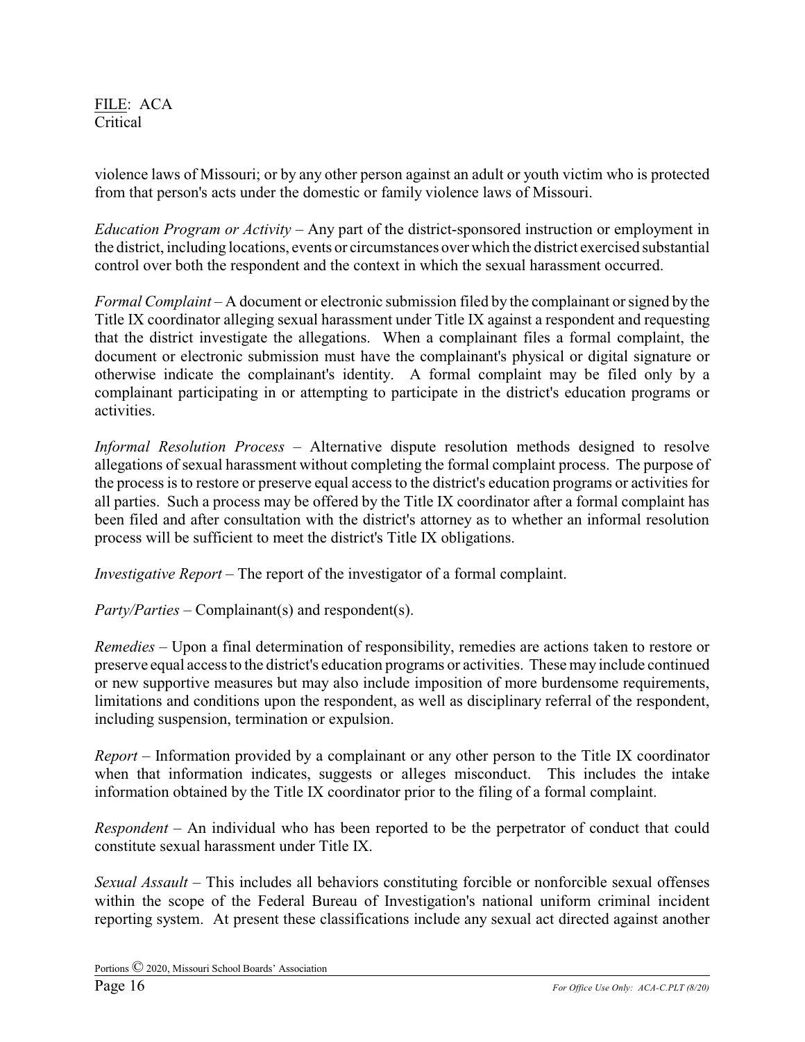violence laws of Missouri; or by any other person against an adult or youth victim who is protected from that person's acts under the domestic or family violence laws of Missouri.

*Education Program or Activity* – Any part of the district-sponsored instruction or employment in the district, including locations, events or circumstances over which the district exercised substantial control over both the respondent and the context in which the sexual harassment occurred.

*Formal Complaint* – A document or electronic submission filed by the complainant or signed by the Title IX coordinator alleging sexual harassment under Title IX against a respondent and requesting that the district investigate the allegations. When a complainant files a formal complaint, the document or electronic submission must have the complainant's physical or digital signature or otherwise indicate the complainant's identity. A formal complaint may be filed only by a complainant participating in or attempting to participate in the district's education programs or activities.

*Informal Resolution Process* – Alternative dispute resolution methods designed to resolve allegations of sexual harassment without completing the formal complaint process. The purpose of the process is to restore or preserve equal access to the district's education programs or activities for all parties. Such a process may be offered by the Title IX coordinator after a formal complaint has been filed and after consultation with the district's attorney as to whether an informal resolution process will be sufficient to meet the district's Title IX obligations.

*Investigative Report* – The report of the investigator of a formal complaint.

*Party/Parties* – Complainant(s) and respondent(s).

*Remedies* – Upon a final determination of responsibility, remedies are actions taken to restore or preserve equal access to the district's education programs or activities. These may include continued or new supportive measures but may also include imposition of more burdensome requirements, limitations and conditions upon the respondent, as well as disciplinary referral of the respondent, including suspension, termination or expulsion.

*Report* – Information provided by a complainant or any other person to the Title IX coordinator when that information indicates, suggests or alleges misconduct. This includes the intake information obtained by the Title IX coordinator prior to the filing of a formal complaint.

*Respondent* – An individual who has been reported to be the perpetrator of conduct that could constitute sexual harassment under Title IX.

*Sexual Assault* – This includes all behaviors constituting forcible or nonforcible sexual offenses within the scope of the Federal Bureau of Investigation's national uniform criminal incident reporting system. At present these classifications include any sexual act directed against another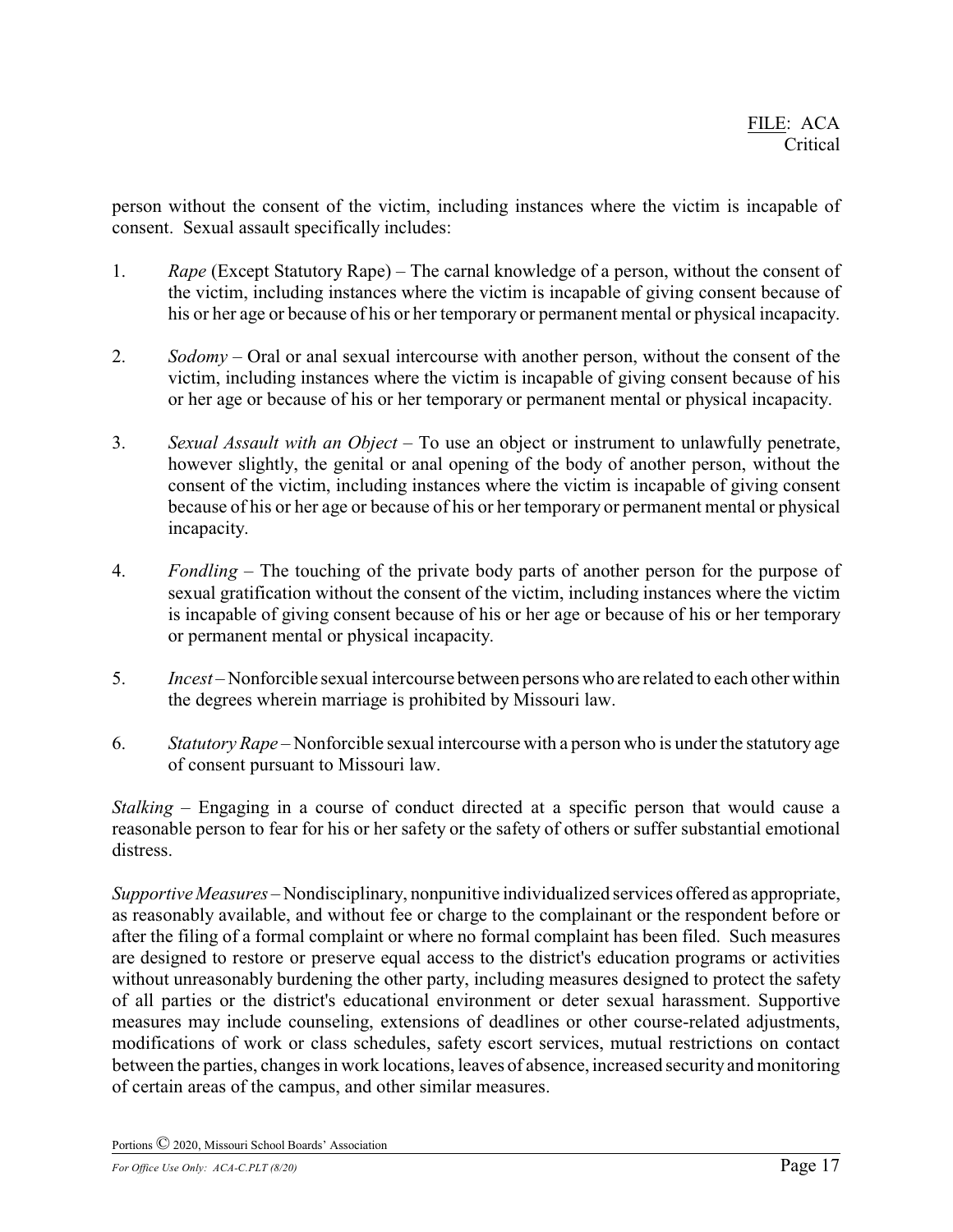person without the consent of the victim, including instances where the victim is incapable of consent. Sexual assault specifically includes:

1. *Rape* (Except Statutory Rape) – The carnal knowledge of a person, without the consent of the victim, including instances where the victim is incapable of giving consent because of his or her age or because of his or her temporary or permanent mental or physical incapacity.

2. *Sodomy* – Oral or anal sexual intercourse with another person, without the consent of the victim, including instances where the victim is incapable of giving consent because of his or her age or because of his or her temporary or permanent mental or physical incapacity.

3. *Sexual Assault with an Object* – To use an object or instrument to unlawfully penetrate, however slightly, the genital or anal opening of the body of another person, without the consent of the victim, including instances where the victim is incapable of giving consent because of his or her age or because of his or her temporary or permanent mental or physical incapacity.

4. *Fondling* – The touching of the private body parts of another person for the purpose of sexual gratification without the consent of the victim, including instances where the victim is incapable of giving consent because of his or her age or because of his or her temporary or permanent mental or physical incapacity.

5. *Incest* – Nonforcible sexual intercourse between persons who are related to each other within the degrees wherein marriage is prohibited by Missouri law.

6. *Statutory Rape* – Nonforcible sexual intercourse with a person who is under the statutory age of consent pursuant to Missouri law.

*Stalking* – Engaging in a course of conduct directed at a specific person that would cause a reasonable person to fear for his or her safety or the safety of others or suffer substantial emotional distress.

*Supportive Measures* – Nondisciplinary, nonpunitive individualized services offered as appropriate, as reasonably available, and without fee or charge to the complainant or the respondent before or after the filing of a formal complaint or where no formal complaint has been filed. Such measures are designed to restore or preserve equal access to the district's education programs or activities without unreasonably burdening the other party, including measures designed to protect the safety of all parties or the district's educational environment or deter sexual harassment. Supportive measures may include counseling, extensions of deadlines or other course-related adjustments, modifications of work or class schedules, safety escort services, mutual restrictions on contact between the parties, changes in work locations, leaves of absence, increased security and monitoring of certain areas of the campus, and other similar measures.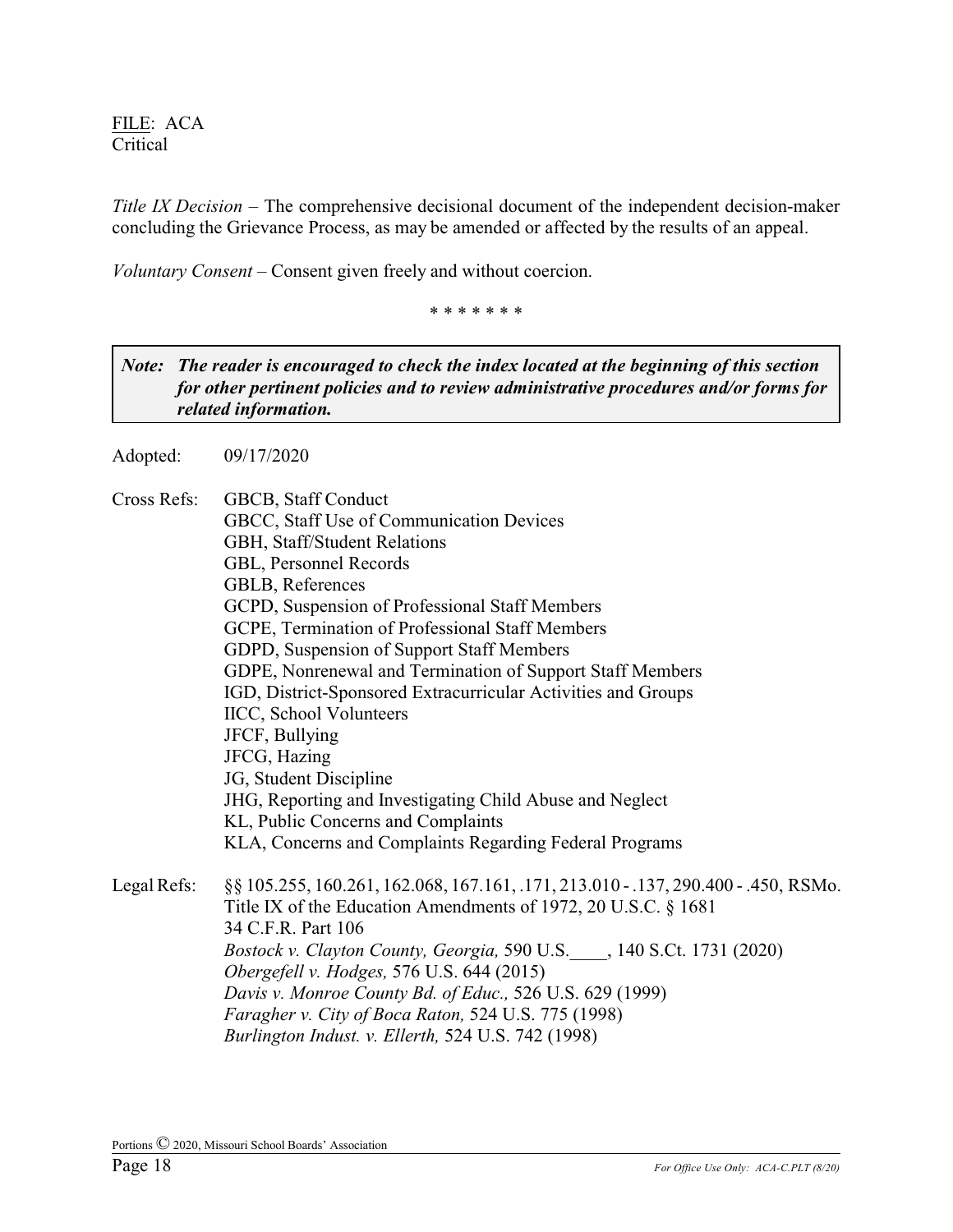FILE: ACA
Critical

*Title IX Decision* – The comprehensive decisional document of the independent decision-maker concluding the Grievance Process, as may be amended or affected by the results of an appeal.

*Voluntary Consent* – Consent given freely and without coercion.

\* \* \* \* \* \* \*

> ***Note: The reader is encouraged to check the index located at the beginning of this section for other pertinent policies and to review administrative procedures and/or forms for related information.***

Adopted: 09/17/2020

Cross Refs:
GBCB, Staff Conduct
GBCC, Staff Use of Communication Devices
GBH, Staff/Student Relations
GBL, Personnel Records
GBLB, References
GCPD, Suspension of Professional Staff Members
GCPE, Termination of Professional Staff Members
GDPD, Suspension of Support Staff Members
GDPE, Nonrenewal and Termination of Support Staff Members
IGD, District-Sponsored Extracurricular Activities and Groups
IICC, School Volunteers
JFCF, Bullying
JFCG, Hazing
JG, Student Discipline
JHG, Reporting and Investigating Child Abuse and Neglect
KL, Public Concerns and Complaints
KLA, Concerns and Complaints Regarding Federal Programs

Legal Refs:
§§ 105.255, 160.261, 162.068, 167.161, .171, 213.010 - .137, 290.400 - .450, RSMo.
Title IX of the Education Amendments of 1972, 20 U.S.C. § 1681
34 C.F.R. Part 106
*Bostock v. Clayton County, Georgia,* 590 U.S.\_\_\_\_, 140 S.Ct. 1731 (2020)
*Obergefell v. Hodges,* 576 U.S. 644 (2015)
*Davis v. Monroe County Bd. of Educ.,* 526 U.S. 629 (1999)
*Faragher v. City of Boca Raton,* 524 U.S. 775 (1998)
*Burlington Indust. v. Ellerth,* 524 U.S. 742 (1998)

Portions © 2020, Missouri School Boards' Association

*For Office Use Only: ACA-C.PLT (8/20)*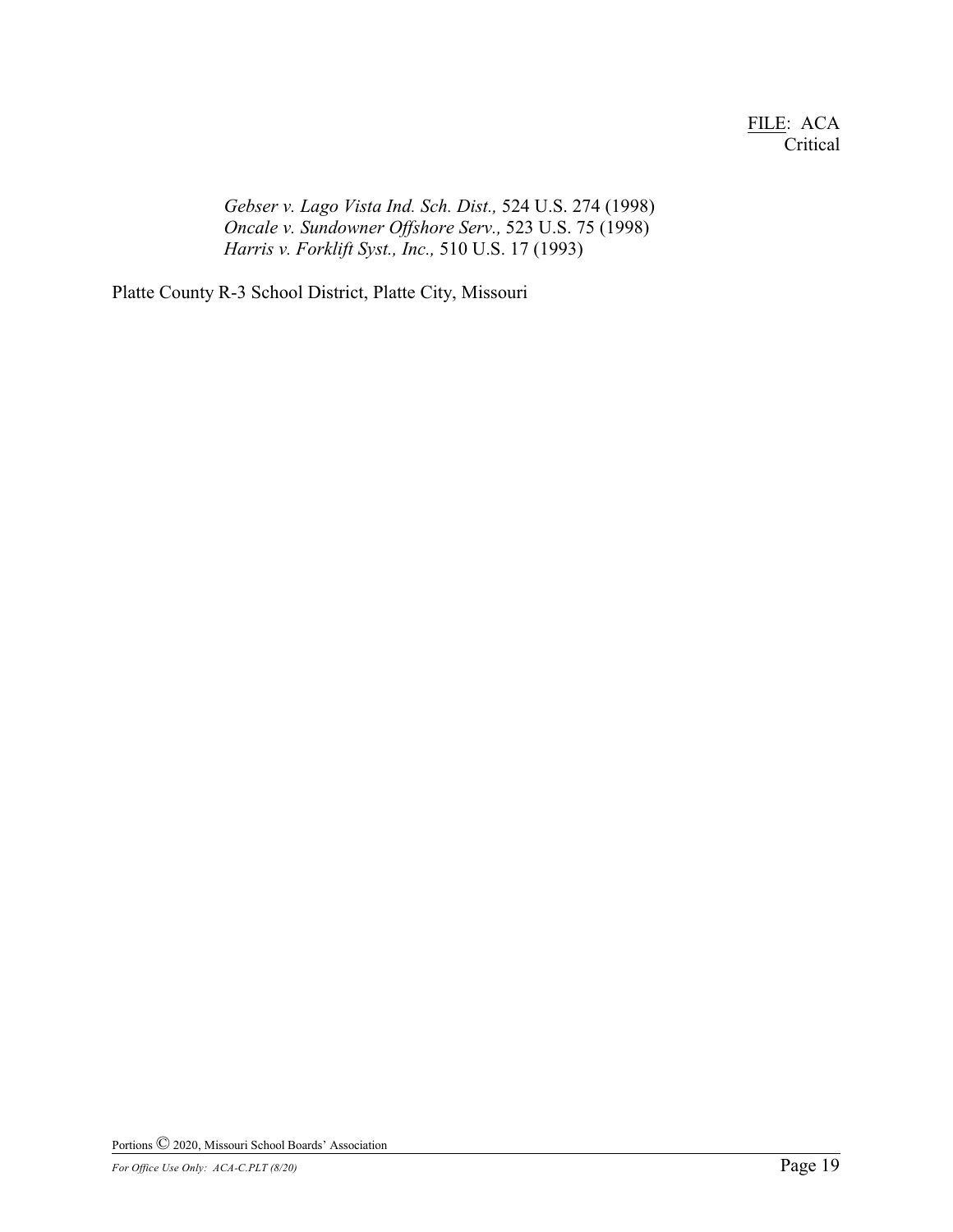*Gebser v. Lago Vista Ind. Sch. Dist.,* 524 U.S. 274 (1998)
*Oncale v. Sundowner Offshore Serv.,* 523 U.S. 75 (1998)
*Harris v. Forklift Syst., Inc.,* 510 U.S. 17 (1993)

Platte County R-3 School District, Platte City, Missouri